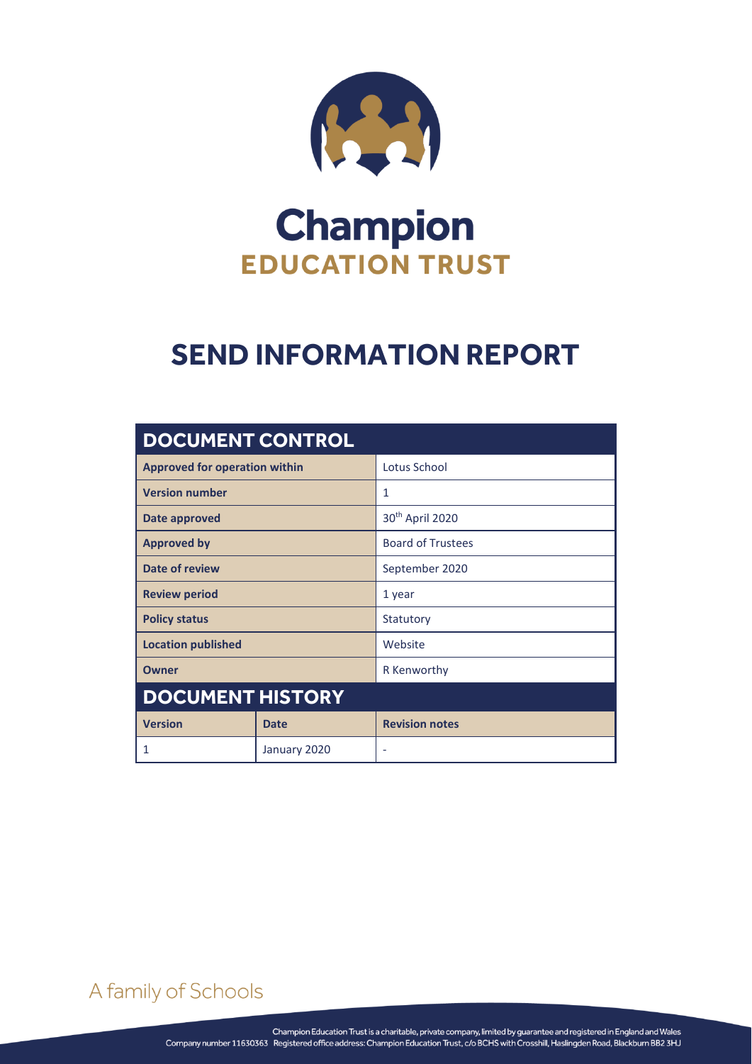# Champion
## EDUCATION TRUST

# SEND INFORMATION REPORT

| DOCUMENT CONTROL | |
|---|---|
| **Approved for operation within** | Lotus School |
| **Version number** | 1 |
| **Date approved** | 30th April 2020 |
| **Approved by** | Board of Trustees |
| **Date of review** | September 2020 |
| **Review period** | 1 year |
| **Policy status** | Statutory |
| **Location published** | Website |
| **Owner** | R Kenworthy |

| DOCUMENT HISTORY | | |
|---|---|---|
| **Version** | **Date** | **Revision notes** |
| 1 | January 2020 | - |

A family of Schools

Champion Education Trust is a charitable, private company, limited by guarantee and registered in England and Wales
Company number 11630363 Registered office address: Champion Education Trust, c/o BCHS with Crosshill, Haslingden Road, Blackburn BB2 3HJ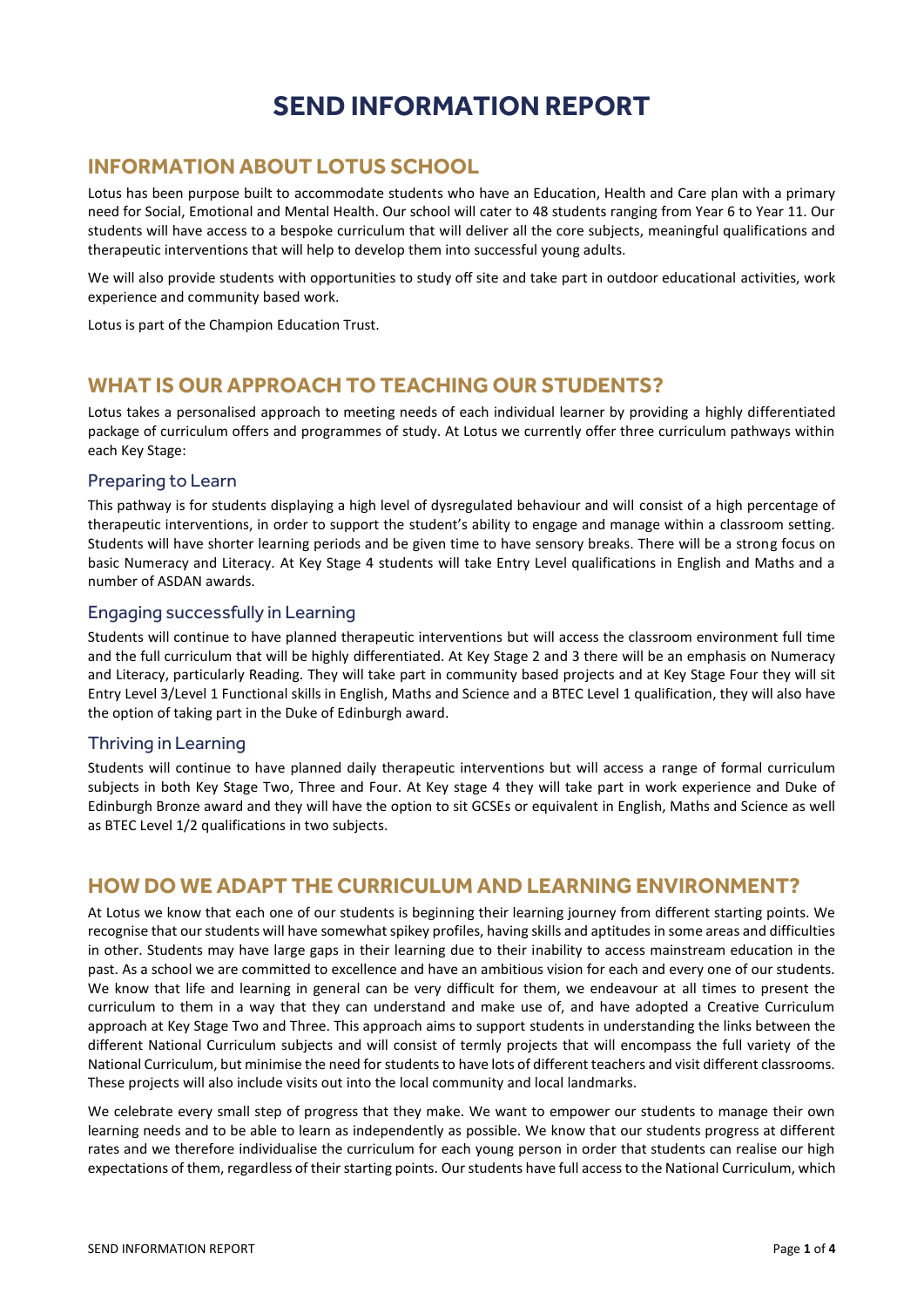# SEND INFORMATION REPORT

## INFORMATION ABOUT LOTUS SCHOOL

Lotus has been purpose built to accommodate students who have an Education, Health and Care plan with a primary need for Social, Emotional and Mental Health. Our school will cater to 48 students ranging from Year 6 to Year 11. Our students will have access to a bespoke curriculum that will deliver all the core subjects, meaningful qualifications and therapeutic interventions that will help to develop them into successful young adults.

We will also provide students with opportunities to study off site and take part in outdoor educational activities, work experience and community based work.

Lotus is part of the Champion Education Trust.

## WHAT IS OUR APPROACH TO TEACHING OUR STUDENTS?

Lotus takes a personalised approach to meeting needs of each individual learner by providing a highly differentiated package of curriculum offers and programmes of study. At Lotus we currently offer three curriculum pathways within each Key Stage:

### Preparing to Learn

This pathway is for students displaying a high level of dysregulated behaviour and will consist of a high percentage of therapeutic interventions, in order to support the student's ability to engage and manage within a classroom setting. Students will have shorter learning periods and be given time to have sensory breaks. There will be a strong focus on basic Numeracy and Literacy. At Key Stage 4 students will take Entry Level qualifications in English and Maths and a number of ASDAN awards.

### Engaging successfully in Learning

Students will continue to have planned therapeutic interventions but will access the classroom environment full time and the full curriculum that will be highly differentiated. At Key Stage 2 and 3 there will be an emphasis on Numeracy and Literacy, particularly Reading. They will take part in community based projects and at Key Stage Four they will sit Entry Level 3/Level 1 Functional skills in English, Maths and Science and a BTEC Level 1 qualification, they will also have the option of taking part in the Duke of Edinburgh award.

### Thriving in Learning

Students will continue to have planned daily therapeutic interventions but will access a range of formal curriculum subjects in both Key Stage Two, Three and Four. At Key stage 4 they will take part in work experience and Duke of Edinburgh Bronze award and they will have the option to sit GCSEs or equivalent in English, Maths and Science as well as BTEC Level 1/2 qualifications in two subjects.

## HOW DO WE ADAPT THE CURRICULUM AND LEARNING ENVIRONMENT?

At Lotus we know that each one of our students is beginning their learning journey from different starting points. We recognise that our students will have somewhat spikey profiles, having skills and aptitudes in some areas and difficulties in other. Students may have large gaps in their learning due to their inability to access mainstream education in the past. As a school we are committed to excellence and have an ambitious vision for each and every one of our students. We know that life and learning in general can be very difficult for them, we endeavour at all times to present the curriculum to them in a way that they can understand and make use of, and have adopted a Creative Curriculum approach at Key Stage Two and Three. This approach aims to support students in understanding the links between the different National Curriculum subjects and will consist of termly projects that will encompass the full variety of the National Curriculum, but minimise the need for students to have lots of different teachers and visit different classrooms. These projects will also include visits out into the local community and local landmarks.

We celebrate every small step of progress that they make. We want to empower our students to manage their own learning needs and to be able to learn as independently as possible. We know that our students progress at different rates and we therefore individualise the curriculum for each young person in order that students can realise our high expectations of them, regardless of their starting points. Our students have full access to the National Curriculum, which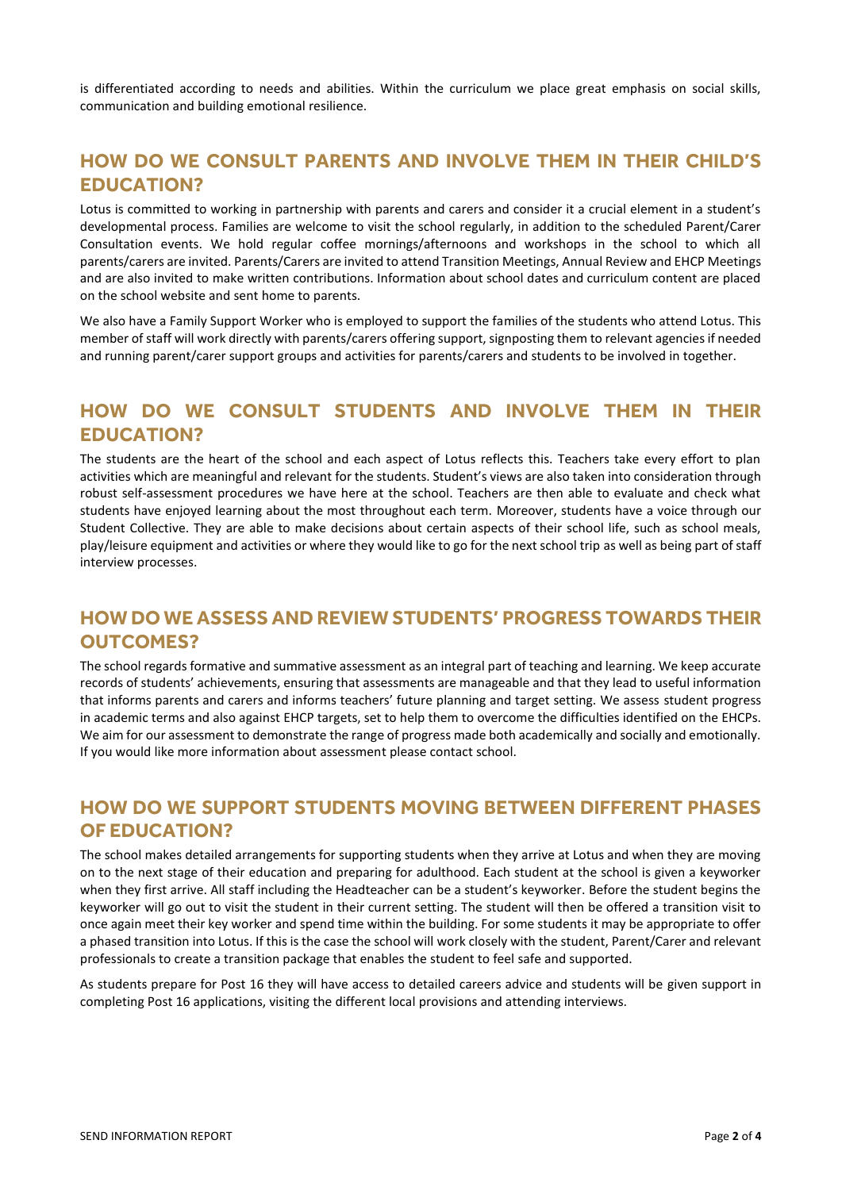is differentiated according to needs and abilities. Within the curriculum we place great emphasis on social skills, communication and building emotional resilience.

## HOW DO WE CONSULT PARENTS AND INVOLVE THEM IN THEIR CHILD'S EDUCATION?

Lotus is committed to working in partnership with parents and carers and consider it a crucial element in a student's developmental process. Families are welcome to visit the school regularly, in addition to the scheduled Parent/Carer Consultation events. We hold regular coffee mornings/afternoons and workshops in the school to which all parents/carers are invited. Parents/Carers are invited to attend Transition Meetings, Annual Review and EHCP Meetings and are also invited to make written contributions. Information about school dates and curriculum content are placed on the school website and sent home to parents.

We also have a Family Support Worker who is employed to support the families of the students who attend Lotus. This member of staff will work directly with parents/carers offering support, signposting them to relevant agencies if needed and running parent/carer support groups and activities for parents/carers and students to be involved in together.

## HOW DO WE CONSULT STUDENTS AND INVOLVE THEM IN THEIR EDUCATION?

The students are the heart of the school and each aspect of Lotus reflects this. Teachers take every effort to plan activities which are meaningful and relevant for the students. Student's views are also taken into consideration through robust self-assessment procedures we have here at the school. Teachers are then able to evaluate and check what students have enjoyed learning about the most throughout each term. Moreover, students have a voice through our Student Collective. They are able to make decisions about certain aspects of their school life, such as school meals, play/leisure equipment and activities or where they would like to go for the next school trip as well as being part of staff interview processes.

## HOW DO WE ASSESS AND REVIEW STUDENTS' PROGRESS TOWARDS THEIR OUTCOMES?

The school regards formative and summative assessment as an integral part of teaching and learning. We keep accurate records of students' achievements, ensuring that assessments are manageable and that they lead to useful information that informs parents and carers and informs teachers' future planning and target setting. We assess student progress in academic terms and also against EHCP targets, set to help them to overcome the difficulties identified on the EHCPs. We aim for our assessment to demonstrate the range of progress made both academically and socially and emotionally. If you would like more information about assessment please contact school.

## HOW DO WE SUPPORT STUDENTS MOVING BETWEEN DIFFERENT PHASES OF EDUCATION?

The school makes detailed arrangements for supporting students when they arrive at Lotus and when they are moving on to the next stage of their education and preparing for adulthood. Each student at the school is given a keyworker when they first arrive. All staff including the Headteacher can be a student's keyworker. Before the student begins the keyworker will go out to visit the student in their current setting. The student will then be offered a transition visit to once again meet their key worker and spend time within the building. For some students it may be appropriate to offer a phased transition into Lotus. If this is the case the school will work closely with the student, Parent/Carer and relevant professionals to create a transition package that enables the student to feel safe and supported.

As students prepare for Post 16 they will have access to detailed careers advice and students will be given support in completing Post 16 applications, visiting the different local provisions and attending interviews.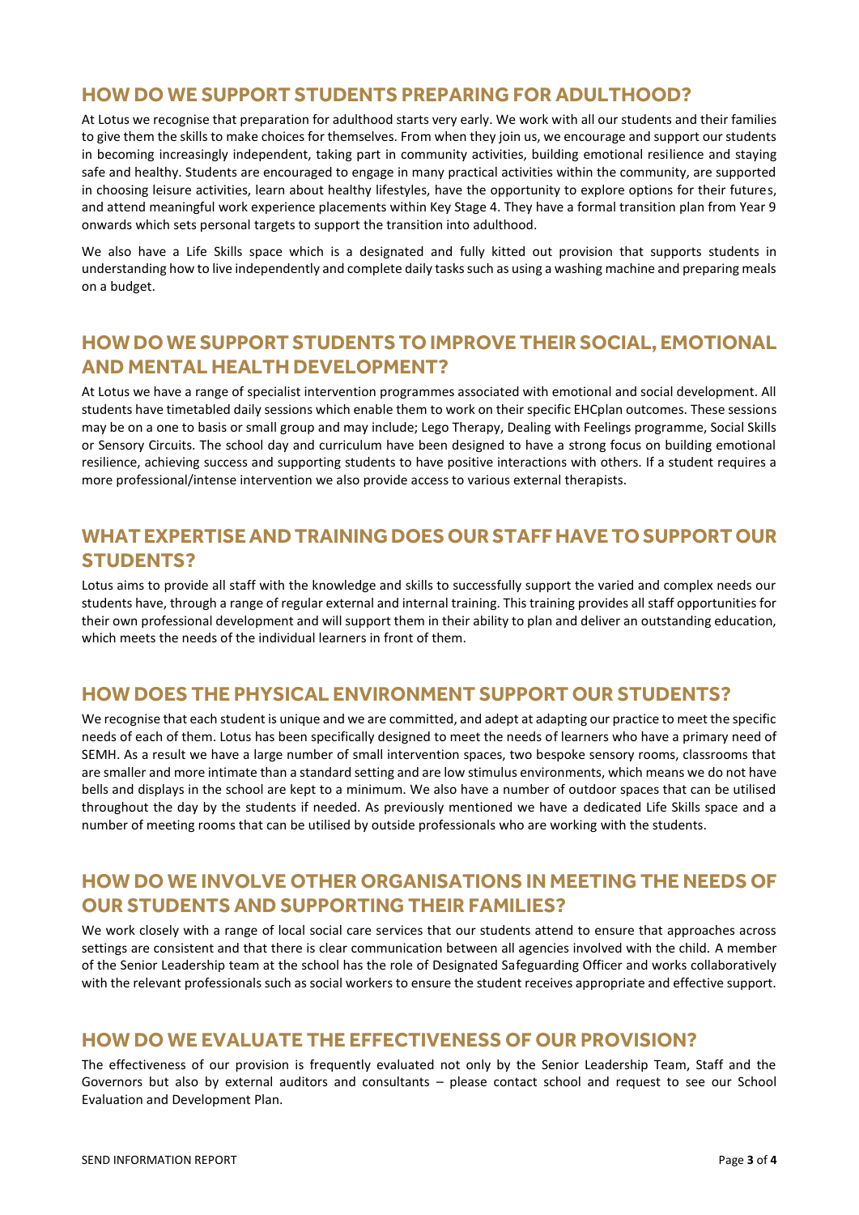## HOW DO WE SUPPORT STUDENTS PREPARING FOR ADULTHOOD?

At Lotus we recognise that preparation for adulthood starts very early. We work with all our students and their families to give them the skills to make choices for themselves. From when they join us, we encourage and support our students in becoming increasingly independent, taking part in community activities, building emotional resilience and staying safe and healthy. Students are encouraged to engage in many practical activities within the community, are supported in choosing leisure activities, learn about healthy lifestyles, have the opportunity to explore options for their futures, and attend meaningful work experience placements within Key Stage 4. They have a formal transition plan from Year 9 onwards which sets personal targets to support the transition into adulthood.

We also have a Life Skills space which is a designated and fully kitted out provision that supports students in understanding how to live independently and complete daily tasks such as using a washing machine and preparing meals on a budget.

## HOW DO WE SUPPORT STUDENTS TO IMPROVE THEIR SOCIAL, EMOTIONAL AND MENTAL HEALTH DEVELOPMENT?

At Lotus we have a range of specialist intervention programmes associated with emotional and social development. All students have timetabled daily sessions which enable them to work on their specific EHCplan outcomes. These sessions may be on a one to basis or small group and may include; Lego Therapy, Dealing with Feelings programme, Social Skills or Sensory Circuits. The school day and curriculum have been designed to have a strong focus on building emotional resilience, achieving success and supporting students to have positive interactions with others. If a student requires a more professional/intense intervention we also provide access to various external therapists.

## WHAT EXPERTISE AND TRAINING DOES OUR STAFF HAVE TO SUPPORT OUR STUDENTS?

Lotus aims to provide all staff with the knowledge and skills to successfully support the varied and complex needs our students have, through a range of regular external and internal training. This training provides all staff opportunities for their own professional development and will support them in their ability to plan and deliver an outstanding education, which meets the needs of the individual learners in front of them.

## HOW DOES THE PHYSICAL ENVIRONMENT SUPPORT OUR STUDENTS?

We recognise that each student is unique and we are committed, and adept at adapting our practice to meet the specific needs of each of them. Lotus has been specifically designed to meet the needs of learners who have a primary need of SEMH. As a result we have a large number of small intervention spaces, two bespoke sensory rooms, classrooms that are smaller and more intimate than a standard setting and are low stimulus environments, which means we do not have bells and displays in the school are kept to a minimum. We also have a number of outdoor spaces that can be utilised throughout the day by the students if needed. As previously mentioned we have a dedicated Life Skills space and a number of meeting rooms that can be utilised by outside professionals who are working with the students.

## HOW DO WE INVOLVE OTHER ORGANISATIONS IN MEETING THE NEEDS OF OUR STUDENTS AND SUPPORTING THEIR FAMILIES?

We work closely with a range of local social care services that our students attend to ensure that approaches across settings are consistent and that there is clear communication between all agencies involved with the child. A member of the Senior Leadership team at the school has the role of Designated Safeguarding Officer and works collaboratively with the relevant professionals such as social workers to ensure the student receives appropriate and effective support.

## HOW DO WE EVALUATE THE EFFECTIVENESS OF OUR PROVISION?

The effectiveness of our provision is frequently evaluated not only by the Senior Leadership Team, Staff and the Governors but also by external auditors and consultants – please contact school and request to see our School Evaluation and Development Plan.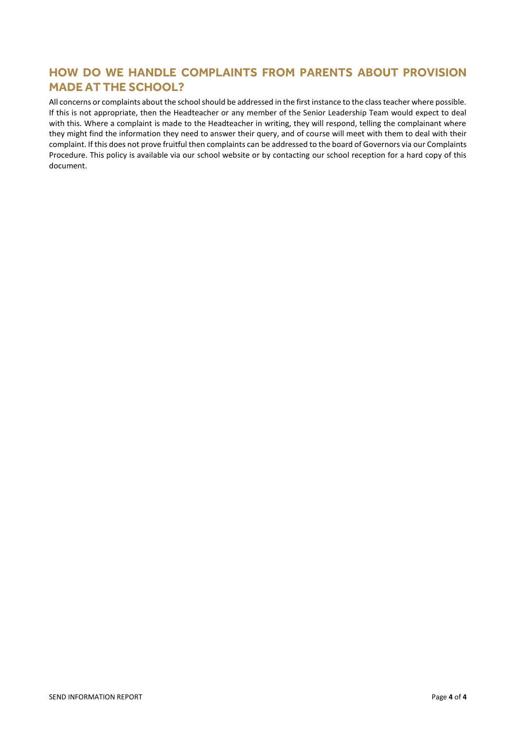## HOW DO WE HANDLE COMPLAINTS FROM PARENTS ABOUT PROVISION MADE AT THE SCHOOL?

All concerns or complaints about the school should be addressed in the first instance to the class teacher where possible. If this is not appropriate, then the Headteacher or any member of the Senior Leadership Team would expect to deal with this. Where a complaint is made to the Headteacher in writing, they will respond, telling the complainant where they might find the information they need to answer their query, and of course will meet with them to deal with their complaint. If this does not prove fruitful then complaints can be addressed to the board of Governors via our Complaints Procedure. This policy is available via our school website or by contacting our school reception for a hard copy of this document.